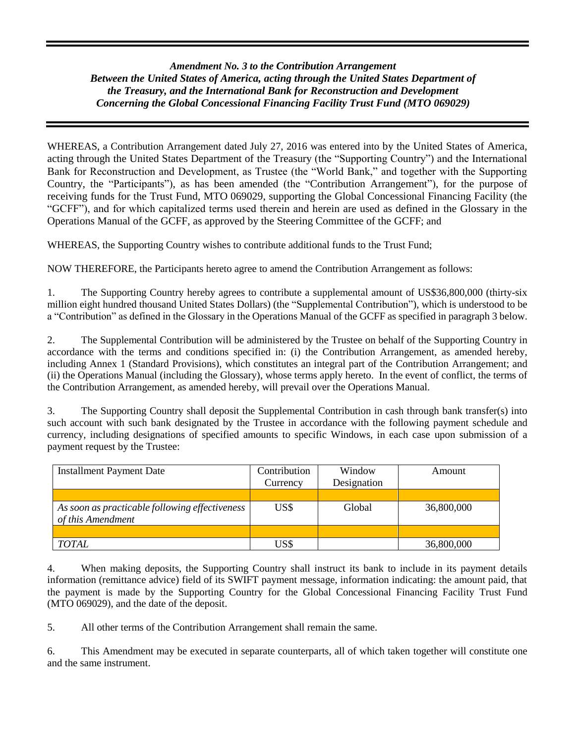***Amendment No. 3 to the Contribution Arrangement Between the United States of America, acting through the United States Department of the Treasury, and the International Bank for Reconstruction and Development Concerning the Global Concessional Financing Facility Trust Fund (MTO 069029)***

WHEREAS, a Contribution Arrangement dated July 27, 2016 was entered into by the United States of America, acting through the United States Department of the Treasury (the "Supporting Country") and the International Bank for Reconstruction and Development, as Trustee (the "World Bank," and together with the Supporting Country, the "Participants"), as has been amended (the "Contribution Arrangement"), for the purpose of receiving funds for the Trust Fund, MTO 069029, supporting the Global Concessional Financing Facility (the "GCFF"), and for which capitalized terms used therein and herein are used as defined in the Glossary in the Operations Manual of the GCFF, as approved by the Steering Committee of the GCFF; and

WHEREAS, the Supporting Country wishes to contribute additional funds to the Trust Fund;

NOW THEREFORE, the Participants hereto agree to amend the Contribution Arrangement as follows:

1. The Supporting Country hereby agrees to contribute a supplemental amount of US$36,800,000 (thirty-six million eight hundred thousand United States Dollars) (the "Supplemental Contribution"), which is understood to be a "Contribution" as defined in the Glossary in the Operations Manual of the GCFF as specified in paragraph 3 below.

2. The Supplemental Contribution will be administered by the Trustee on behalf of the Supporting Country in accordance with the terms and conditions specified in: (i) the Contribution Arrangement, as amended hereby, including Annex 1 (Standard Provisions), which constitutes an integral part of the Contribution Arrangement; and (ii) the Operations Manual (including the Glossary), whose terms apply hereto. In the event of conflict, the terms of the Contribution Arrangement, as amended hereby, will prevail over the Operations Manual.

3. The Supporting Country shall deposit the Supplemental Contribution in cash through bank transfer(s) into such account with such bank designated by the Trustee in accordance with the following payment schedule and currency, including designations of specified amounts to specific Windows, in each case upon submission of a payment request by the Trustee:

| Installment Payment Date | Contribution Currency | Window Designation | Amount |
|---|---|---|---|
| | | | |
| *As soon as practicable following effectiveness of this Amendment* | US$ | Global | 36,800,000 |
| | | | |
| *TOTAL* | US$ | | 36,800,000 |

4. When making deposits, the Supporting Country shall instruct its bank to include in its payment details information (remittance advice) field of its SWIFT payment message, information indicating: the amount paid, that the payment is made by the Supporting Country for the Global Concessional Financing Facility Trust Fund (MTO 069029), and the date of the deposit.

5. All other terms of the Contribution Arrangement shall remain the same.

6. This Amendment may be executed in separate counterparts, all of which taken together will constitute one and the same instrument.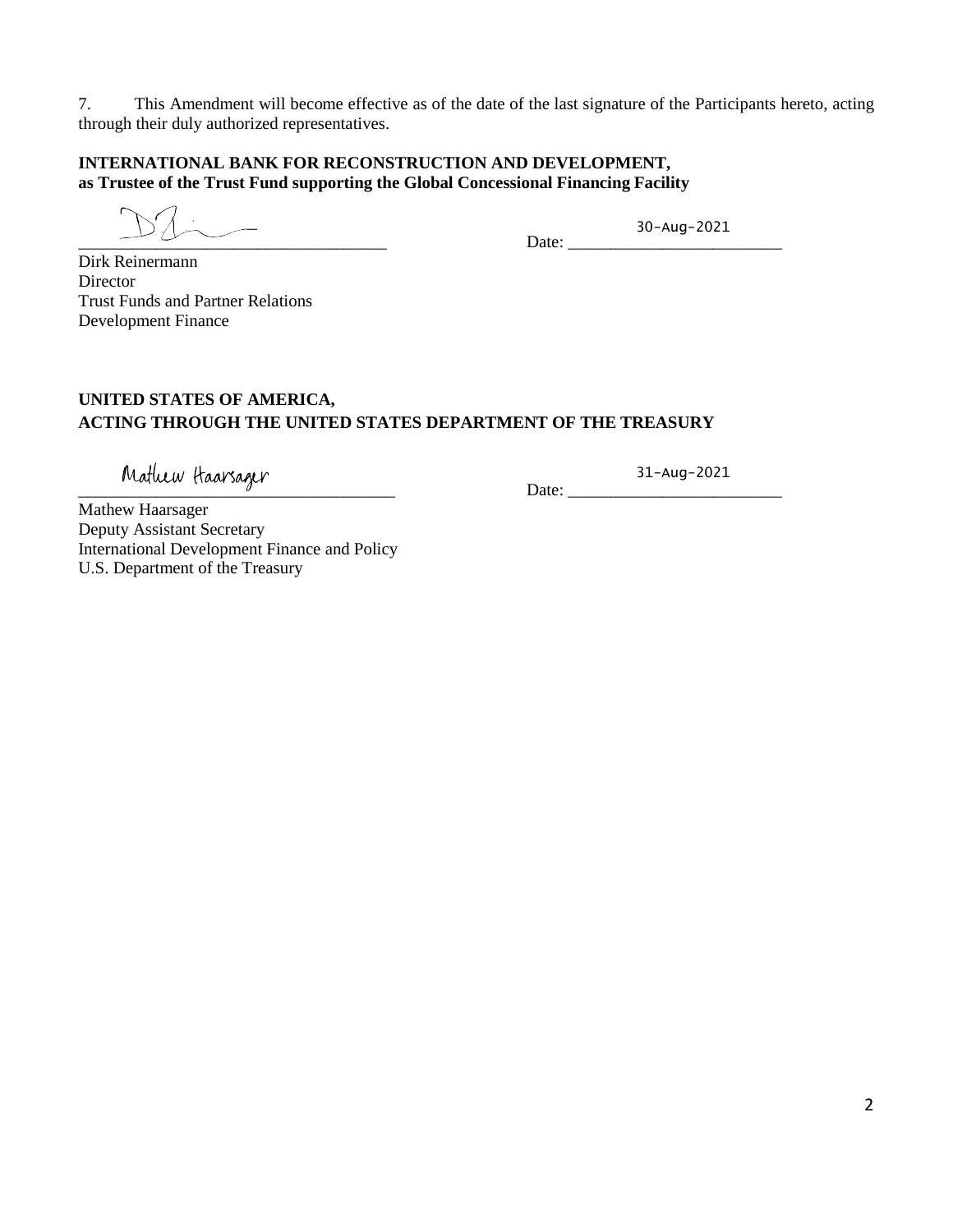7. This Amendment will become effective as of the date of the last signature of the Participants hereto, acting through their duly authorized representatives.

**INTERNATIONAL BANK FOR RECONSTRUCTION AND DEVELOPMENT,**
**as Trustee of the Trust Fund supporting the Global Concessional Financing Facility**

_____________________________________ Date: 30-Aug-2021

Dirk Reinermann
Director
Trust Funds and Partner Relations
Development Finance

**UNITED STATES OF AMERICA,**
**ACTING THROUGH THE UNITED STATES DEPARTMENT OF THE TREASURY**

Mathew Haarsager
_____________________________________ Date: 31-Aug-2021

Mathew Haarsager
Deputy Assistant Secretary
International Development Finance and Policy
U.S. Department of the Treasury